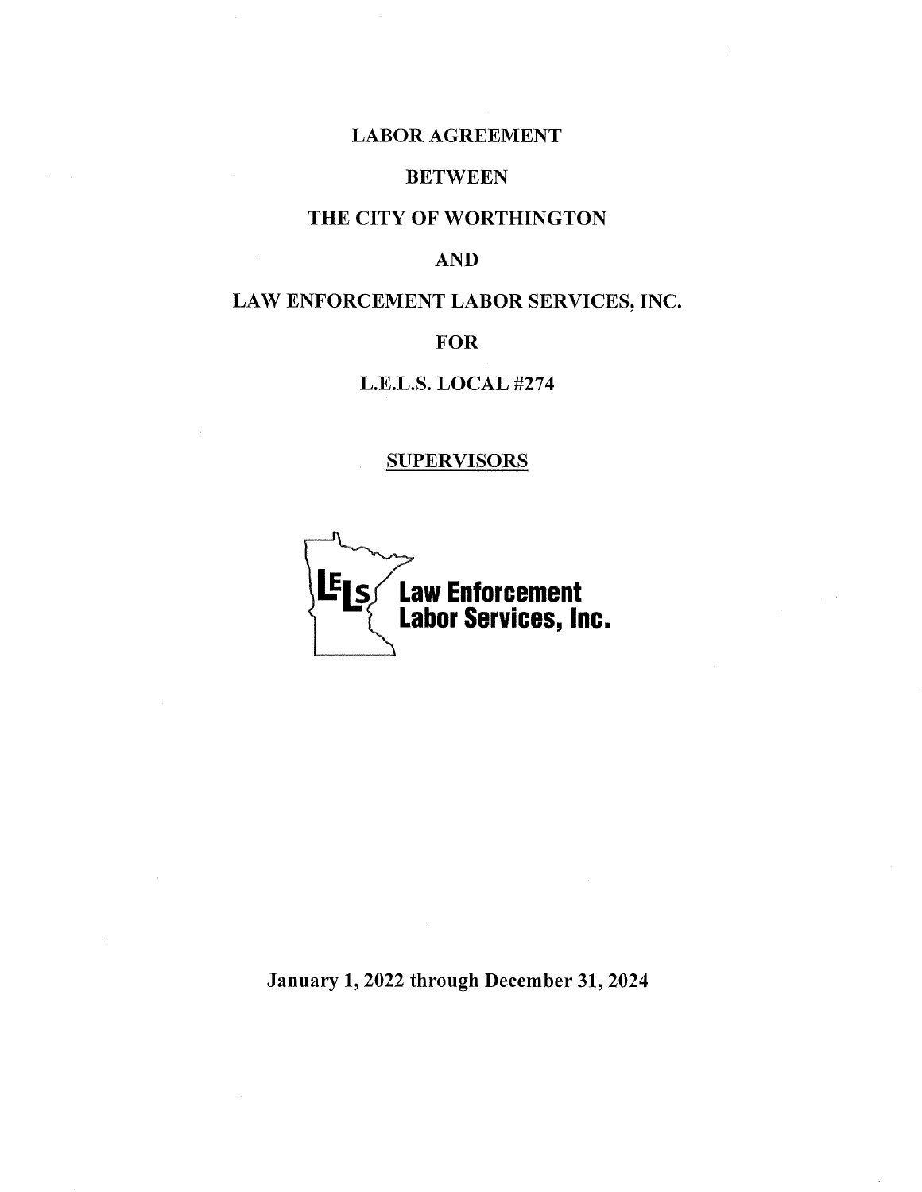# LABOR AGREEMENT

# BETWEEN

# THE CITY OF WORTHINGTON

# AND

# LAW ENFORCEMENT LABOR SERVICES, INC.

# FOR

# L.E.L.S. LOCAL #274

## SUPERVISORS

**Law Enforcement Labor Services, Inc.**

**January 1, 2022 through December 31, 2024**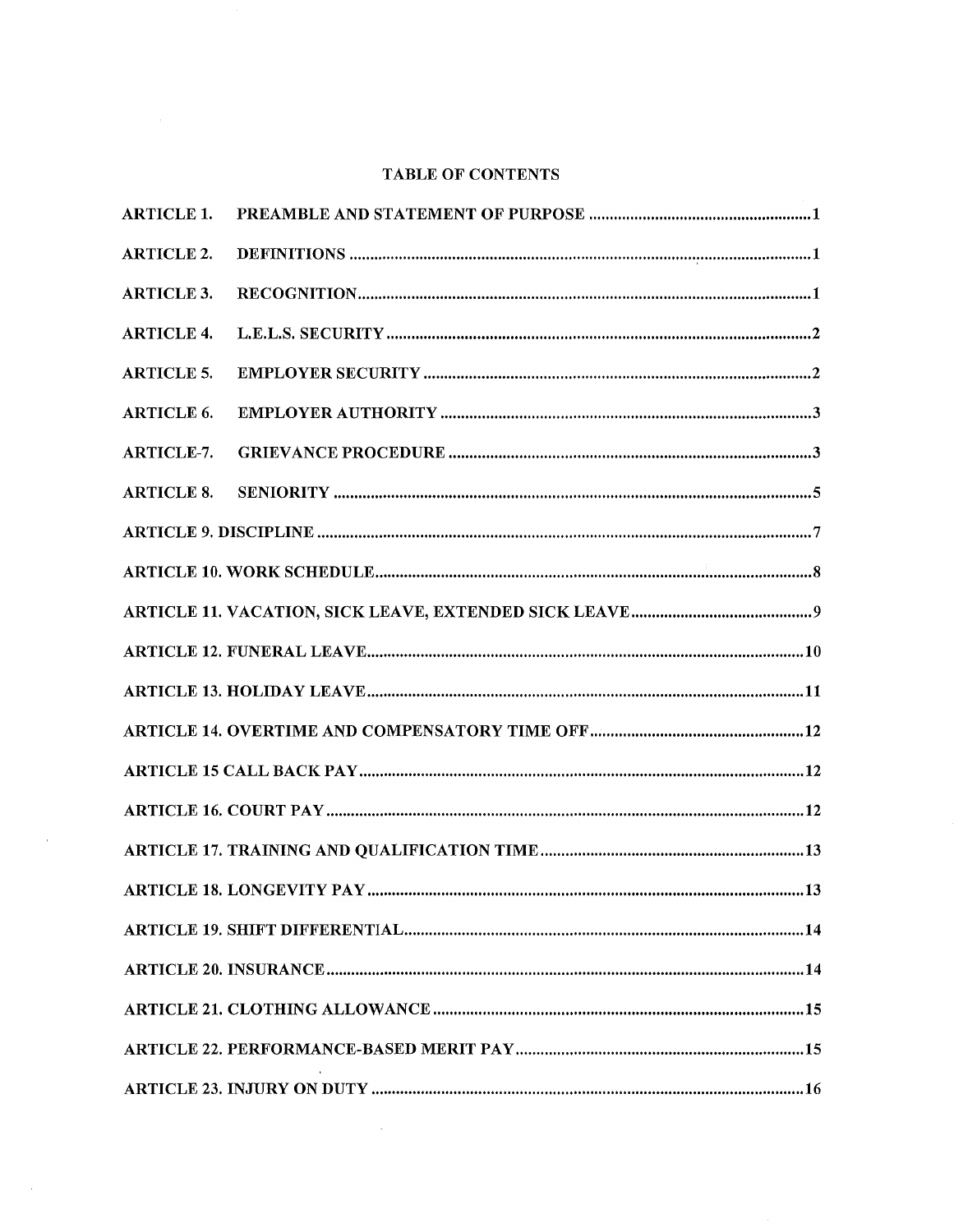# TABLE OF CONTENTS

ARTICLE 1. PREAMBLE AND STATEMENT OF PURPOSE ....................................................... 1

ARTICLE 2. DEFINITIONS ............................................................................................................ 1

ARTICLE 3. RECOGNITION .......................................................................................................... 1

ARTICLE 4. L.E.L.S. SECURITY ................................................................................................... 2

ARTICLE 5. EMPLOYER SECURITY ............................................................................................ 2

ARTICLE 6. EMPLOYER AUTHORITY ......................................................................................... 3

ARTICLE-7. GRIEVANCE PROCEDURE ....................................................................................... 3

ARTICLE 8. SENIORITY ................................................................................................................ 5

ARTICLE 9. DISCIPLINE .................................................................................................................. 7

ARTICLE 10. WORK SCHEDULE .................................................................................................... 8

ARTICLE 11. VACATION, SICK LEAVE, EXTENDED SICK LEAVE ............................................... 9

ARTICLE 12. FUNERAL LEAVE ..................................................................................................... 10

ARTICLE 13. HOLIDAY LEAVE ...................................................................................................... 11

ARTICLE 14. OVERTIME AND COMPENSATORY TIME OFF ...................................................... 12

ARTICLE 15 CALL BACK PAY ........................................................................................................ 12

ARTICLE 16. COURT PAY ............................................................................................................... 12

ARTICLE 17. TRAINING AND QUALIFICATION TIME ................................................................... 13

ARTICLE 18. LONGEVITY PAY ....................................................................................................... 13

ARTICLE 19. SHIFT DIFFERENTIAL ............................................................................................... 14

ARTICLE 20. INSURANCE ................................................................................................................ 14

ARTICLE 21. CLOTHING ALLOWANCE .......................................................................................... 15

ARTICLE 22. PERFORMANCE-BASED MERIT PAY ........................................................................ 15

ARTICLE 23. INJURY ON DUTY ...................................................................................................... 16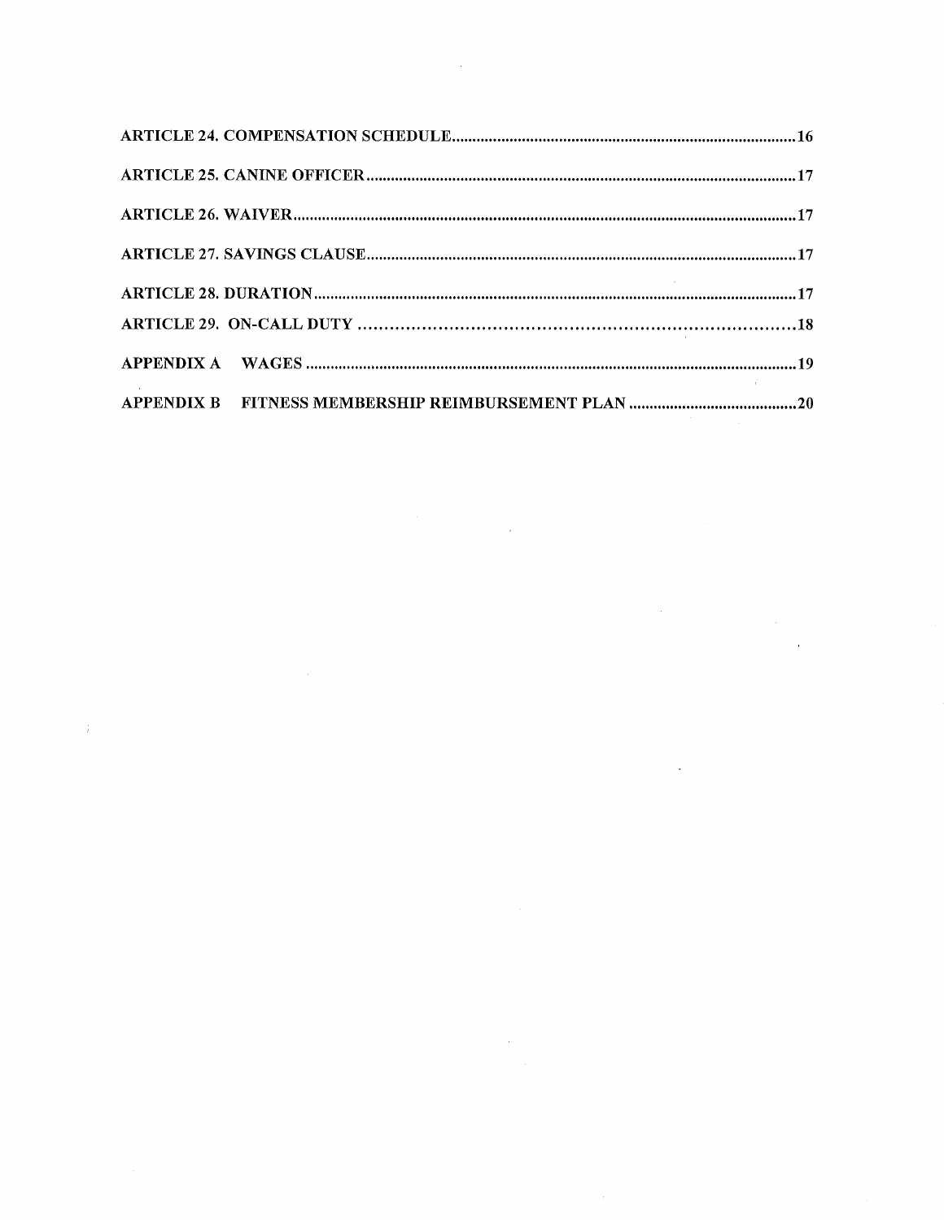**ARTICLE 24. COMPENSATION SCHEDULE** .................................................................................... 16

**ARTICLE 25. CANINE OFFICER** .................................................................................................. 17

**ARTICLE 26. WAIVER** ................................................................................................................. 17

**ARTICLE 27. SAVINGS CLAUSE** ................................................................................................ 17

**ARTICLE 28. DURATION** ............................................................................................................ 17

**ARTICLE 29. ON-CALL DUTY** .................................................................................................... 18

**APPENDIX A WAGES** ................................................................................................................. 19

**APPENDIX B FITNESS MEMBERSHIP REIMBURSEMENT PLAN** ............................................ 20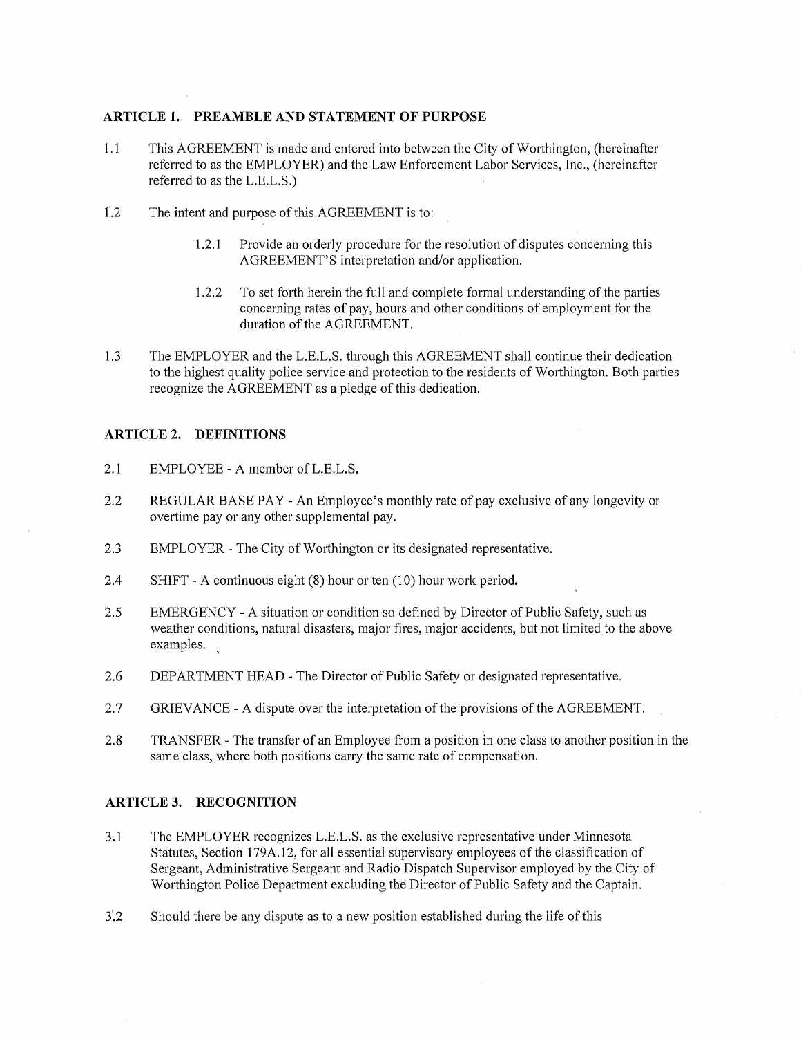## ARTICLE 1. PREAMBLE AND STATEMENT OF PURPOSE

1.1 This AGREEMENT is made and entered into between the City of Worthington, (hereinafter referred to as the EMPLOYER) and the Law Enforcement Labor Services, Inc., (hereinafter referred to as the L.E.L.S.)

1.2 The intent and purpose of this AGREEMENT is to:

1.2.1 Provide an orderly procedure for the resolution of disputes concerning this AGREEMENT'S interpretation and/or application.

1.2.2 To set forth herein the full and complete formal understanding of the parties concerning rates of pay, hours and other conditions of employment for the duration of the AGREEMENT.

1.3 The EMPLOYER and the L.E.L.S. through this AGREEMENT shall continue their dedication to the highest quality police service and protection to the residents of Worthington. Both parties recognize the AGREEMENT as a pledge of this dedication.

## ARTICLE 2. DEFINITIONS

2.1 EMPLOYEE - A member of L.E.L.S.

2.2 REGULAR BASE PAY - An Employee's monthly rate of pay exclusive of any longevity or overtime pay or any other supplemental pay.

2.3 EMPLOYER - The City of Worthington or its designated representative.

2.4 SHIFT - A continuous eight (8) hour or ten (10) hour work period.

2.5 EMERGENCY - A situation or condition so defined by Director of Public Safety, such as weather conditions, natural disasters, major fires, major accidents, but not limited to the above examples.

2.6 DEPARTMENT HEAD - The Director of Public Safety or designated representative.

2.7 GRIEVANCE - A dispute over the interpretation of the provisions of the AGREEMENT.

2.8 TRANSFER - The transfer of an Employee from a position in one class to another position in the same class, where both positions carry the same rate of compensation.

## ARTICLE 3. RECOGNITION

3.1 The EMPLOYER recognizes L.E.L.S. as the exclusive representative under Minnesota Statutes, Section 179A.12, for all essential supervisory employees of the classification of Sergeant, Administrative Sergeant and Radio Dispatch Supervisor employed by the City of Worthington Police Department excluding the Director of Public Safety and the Captain.

3.2 Should there be any dispute as to a new position established during the life of this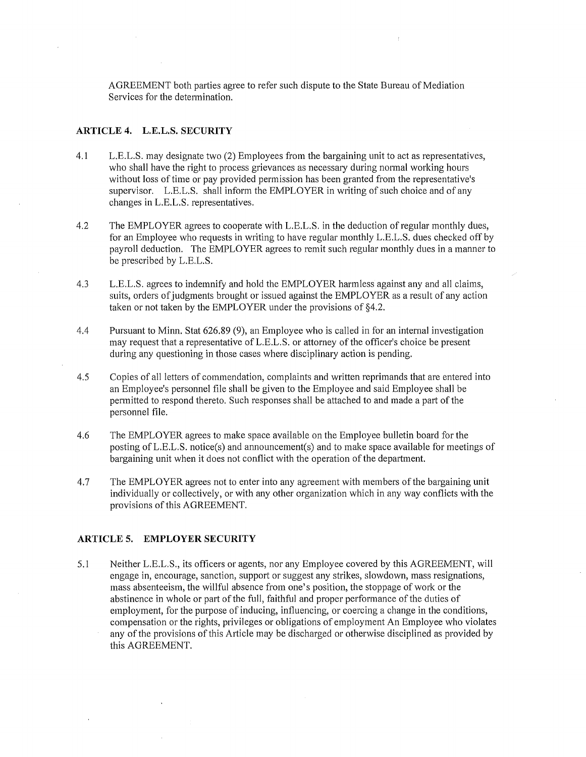AGREEMENT both parties agree to refer such dispute to the State Bureau of Mediation Services for the determination.

## ARTICLE 4. L.E.L.S. SECURITY

4.1 L.E.L.S. may designate two (2) Employees from the bargaining unit to act as representatives, who shall have the right to process grievances as necessary during normal working hours without loss of time or pay provided permission has been granted from the representative's supervisor. L.E.L.S. shall inform the EMPLOYER in writing of such choice and of any changes in L.E.L.S. representatives.

4.2 The EMPLOYER agrees to cooperate with L.E.L.S. in the deduction of regular monthly dues, for an Employee who requests in writing to have regular monthly L.E.L.S. dues checked off by payroll deduction. The EMPLOYER agrees to remit such regular monthly dues in a manner to be prescribed by L.E.L.S.

4.3 L.E.L.S. agrees to indemnify and hold the EMPLOYER harmless against any and all claims, suits, orders of judgments brought or issued against the EMPLOYER as a result of any action taken or not taken by the EMPLOYER under the provisions of §4.2.

4.4 Pursuant to Minn. Stat 626.89 (9), an Employee who is called in for an internal investigation may request that a representative of L.E.L.S. or attorney of the officer's choice be present during any questioning in those cases where disciplinary action is pending.

4.5 Copies of all letters of commendation, complaints and written reprimands that are entered into an Employee's personnel file shall be given to the Employee and said Employee shall be permitted to respond thereto. Such responses shall be attached to and made a part of the personnel file.

4.6 The EMPLOYER agrees to make space available on the Employee bulletin board for the posting of L.E.L.S. notice(s) and announcement(s) and to make space available for meetings of bargaining unit when it does not conflict with the operation of the department.

4.7 The EMPLOYER agrees not to enter into any agreement with members of the bargaining unit individually or collectively, or with any other organization which in any way conflicts with the provisions of this AGREEMENT.

## ARTICLE 5. EMPLOYER SECURITY

5.1 Neither L.E.L.S., its officers or agents, nor any Employee covered by this AGREEMENT, will engage in, encourage, sanction, support or suggest any strikes, slowdown, mass resignations, mass absenteeism, the willful absence from one's position, the stoppage of work or the abstinence in whole or part of the full, faithful and proper performance of the duties of employment, for the purpose of inducing, influencing, or coercing a change in the conditions, compensation or the rights, privileges or obligations of employment An Employee who violates any of the provisions of this Article may be discharged or otherwise disciplined as provided by this AGREEMENT.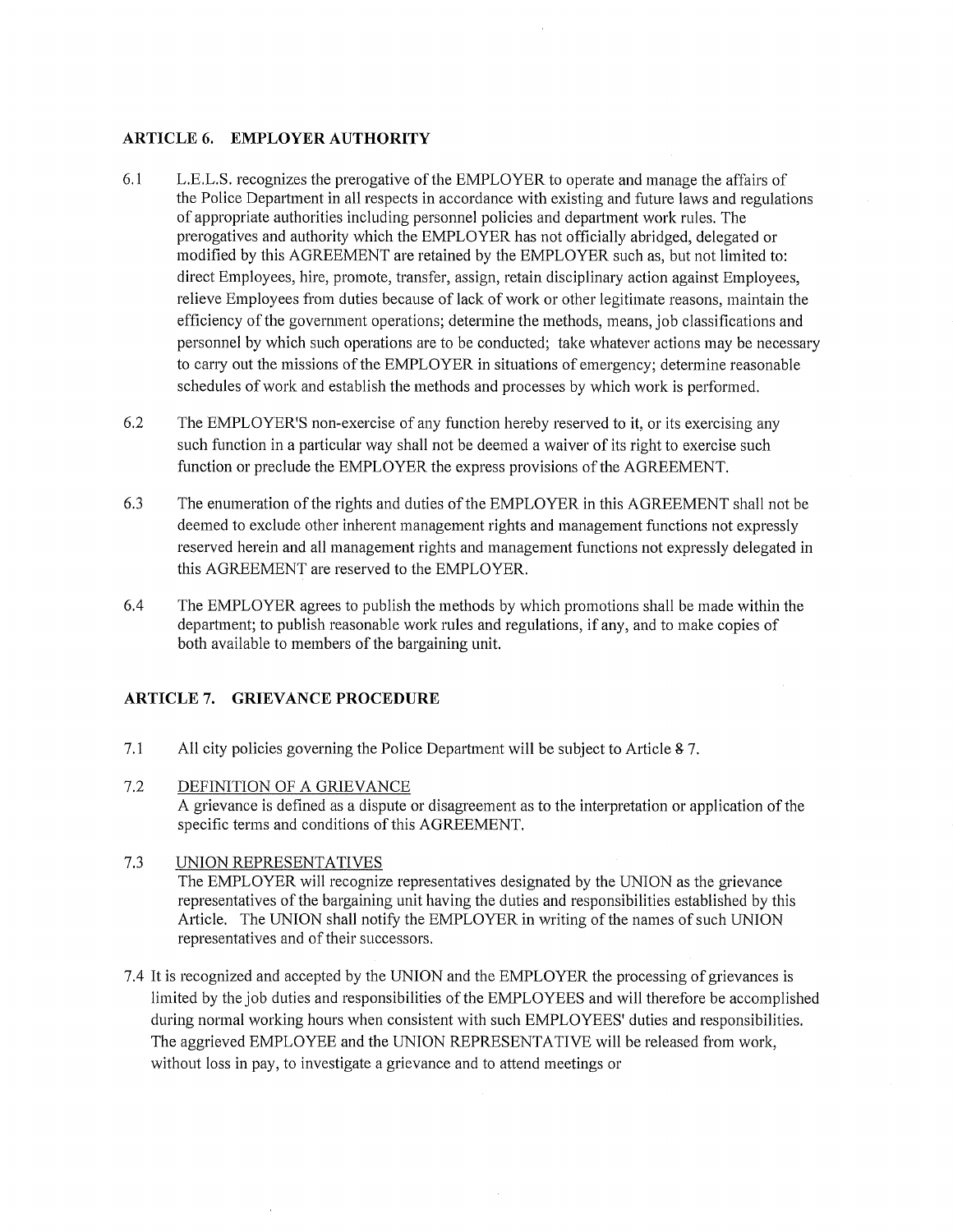## ARTICLE 6. EMPLOYER AUTHORITY

6.1 L.E.L.S. recognizes the prerogative of the EMPLOYER to operate and manage the affairs of the Police Department in all respects in accordance with existing and future laws and regulations of appropriate authorities including personnel policies and department work rules. The prerogatives and authority which the EMPLOYER has not officially abridged, delegated or modified by this AGREEMENT are retained by the EMPLOYER such as, but not limited to: direct Employees, hire, promote, transfer, assign, retain disciplinary action against Employees, relieve Employees from duties because of lack of work or other legitimate reasons, maintain the efficiency of the government operations; determine the methods, means, job classifications and personnel by which such operations are to be conducted; take whatever actions may be necessary to carry out the missions of the EMPLOYER in situations of emergency; determine reasonable schedules of work and establish the methods and processes by which work is performed.

6.2 The EMPLOYER'S non-exercise of any function hereby reserved to it, or its exercising any such function in a particular way shall not be deemed a waiver of its right to exercise such function or preclude the EMPLOYER the express provisions of the AGREEMENT.

6.3 The enumeration of the rights and duties of the EMPLOYER in this AGREEMENT shall not be deemed to exclude other inherent management rights and management functions not expressly reserved herein and all management rights and management functions not expressly delegated in this AGREEMENT are reserved to the EMPLOYER.

6.4 The EMPLOYER agrees to publish the methods by which promotions shall be made within the department; to publish reasonable work rules and regulations, if any, and to make copies of both available to members of the bargaining unit.

## ARTICLE 7. GRIEVANCE PROCEDURE

7.1 All city policies governing the Police Department will be subject to Article 8 7.

7.2 DEFINITION OF A GRIEVANCE
A grievance is defined as a dispute or disagreement as to the interpretation or application of the specific terms and conditions of this AGREEMENT.

7.3 UNION REPRESENTATIVES
The EMPLOYER will recognize representatives designated by the UNION as the grievance representatives of the bargaining unit having the duties and responsibilities established by this Article. The UNION shall notify the EMPLOYER in writing of the names of such UNION representatives and of their successors.

7.4 It is recognized and accepted by the UNION and the EMPLOYER the processing of grievances is limited by the job duties and responsibilities of the EMPLOYEES and will therefore be accomplished during normal working hours when consistent with such EMPLOYEES' duties and responsibilities. The aggrieved EMPLOYEE and the UNION REPRESENTATIVE will be released from work, without loss in pay, to investigate a grievance and to attend meetings or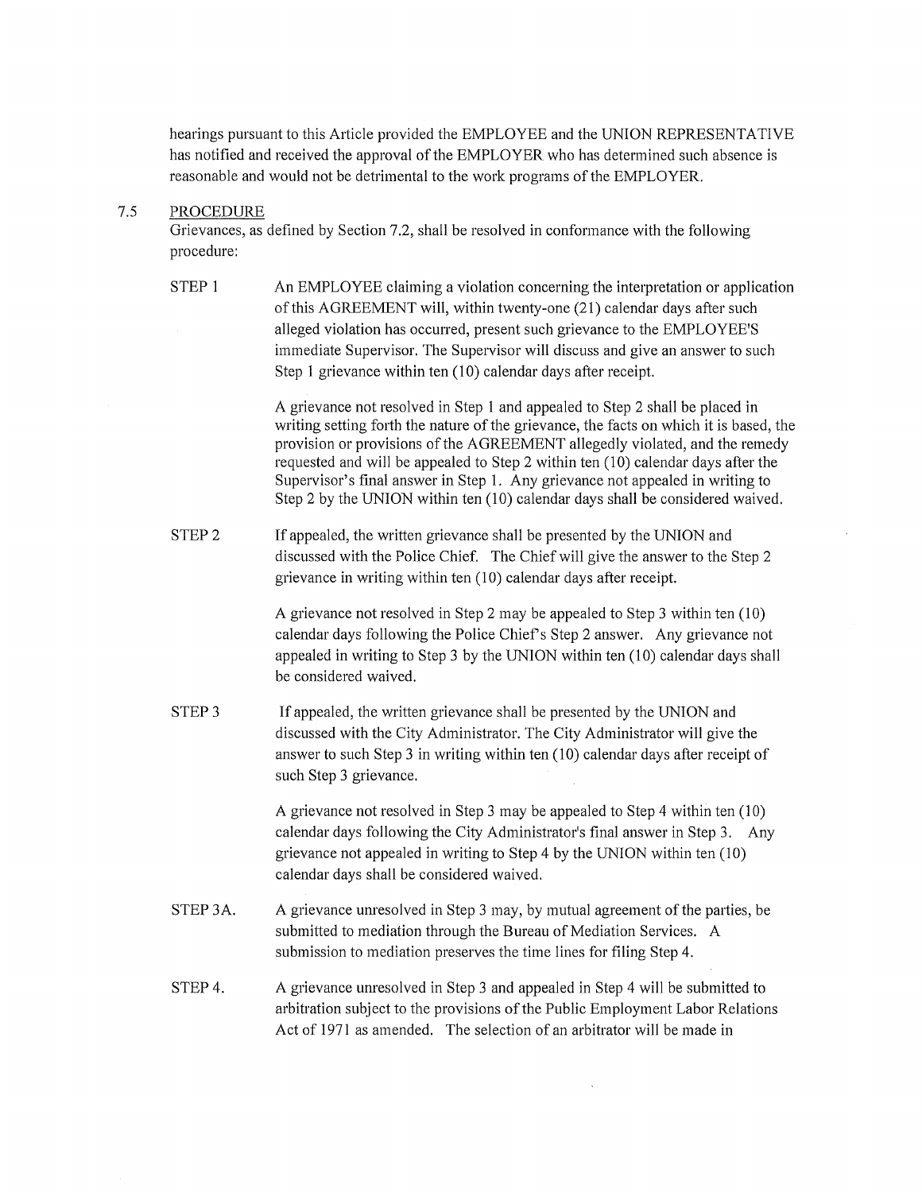hearings pursuant to this Article provided the EMPLOYEE and the UNION REPRESENTATIVE has notified and received the approval of the EMPLOYER who has determined such absence is reasonable and would not be detrimental to the work programs of the EMPLOYER.

## 7.5 PROCEDURE

Grievances, as defined by Section 7.2, shall be resolved in conformance with the following procedure:

**STEP 1** An EMPLOYEE claiming a violation concerning the interpretation or application of this AGREEMENT will, within twenty-one (21) calendar days after such alleged violation has occurred, present such grievance to the EMPLOYEE'S immediate Supervisor. The Supervisor will discuss and give an answer to such Step 1 grievance within ten (10) calendar days after receipt.

A grievance not resolved in Step 1 and appealed to Step 2 shall be placed in writing setting forth the nature of the grievance, the facts on which it is based, the provision or provisions of the AGREEMENT allegedly violated, and the remedy requested and will be appealed to Step 2 within ten (10) calendar days after the Supervisor's final answer in Step 1. Any grievance not appealed in writing to Step 2 by the UNION within ten (10) calendar days shall be considered waived.

**STEP 2** If appealed, the written grievance shall be presented by the UNION and discussed with the Police Chief. The Chief will give the answer to the Step 2 grievance in writing within ten (10) calendar days after receipt.

A grievance not resolved in Step 2 may be appealed to Step 3 within ten (10) calendar days following the Police Chief's Step 2 answer. Any grievance not appealed in writing to Step 3 by the UNION within ten (10) calendar days shall be considered waived.

**STEP 3** If appealed, the written grievance shall be presented by the UNION and discussed with the City Administrator. The City Administrator will give the answer to such Step 3 in writing within ten (10) calendar days after receipt of such Step 3 grievance.

A grievance not resolved in Step 3 may be appealed to Step 4 within ten (10) calendar days following the City Administrator's final answer in Step 3. Any grievance not appealed in writing to Step 4 by the UNION within ten (10) calendar days shall be considered waived.

**STEP 3A.** A grievance unresolved in Step 3 may, by mutual agreement of the parties, be submitted to mediation through the Bureau of Mediation Services. A submission to mediation preserves the time lines for filing Step 4.

**STEP 4.** A grievance unresolved in Step 3 and appealed in Step 4 will be submitted to arbitration subject to the provisions of the Public Employment Labor Relations Act of 1971 as amended. The selection of an arbitrator will be made in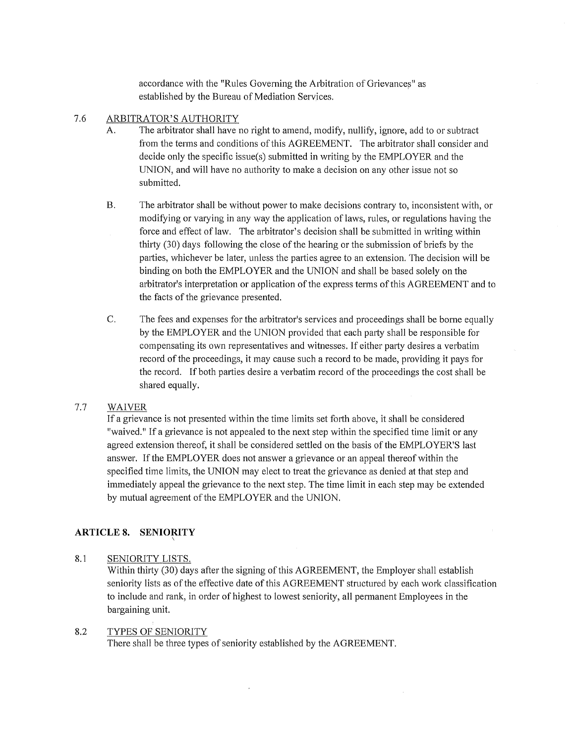accordance with the "Rules Governing the Arbitration of Grievances" as established by the Bureau of Mediation Services.

7.6 ARBITRATOR'S AUTHORITY

A. The arbitrator shall have no right to amend, modify, nullify, ignore, add to or subtract from the terms and conditions of this AGREEMENT. The arbitrator shall consider and decide only the specific issue(s) submitted in writing by the EMPLOYER and the UNION, and will have no authority to make a decision on any other issue not so submitted.

B. The arbitrator shall be without power to make decisions contrary to, inconsistent with, or modifying or varying in any way the application of laws, rules, or regulations having the force and effect of law. The arbitrator's decision shall be submitted in writing within thirty (30) days following the close of the hearing or the submission of briefs by the parties, whichever be later, unless the parties agree to an extension. The decision will be binding on both the EMPLOYER and the UNION and shall be based solely on the arbitrator's interpretation or application of the express terms of this AGREEMENT and to the facts of the grievance presented.

C. The fees and expenses for the arbitrator's services and proceedings shall be borne equally by the EMPLOYER and the UNION provided that each party shall be responsible for compensating its own representatives and witnesses. If either party desires a verbatim record of the proceedings, it may cause such a record to be made, providing it pays for the record. If both parties desire a verbatim record of the proceedings the cost shall be shared equally.

7.7 WAIVER

If a grievance is not presented within the time limits set forth above, it shall be considered "waived." If a grievance is not appealed to the next step within the specified time limit or any agreed extension thereof, it shall be considered settled on the basis of the EMPLOYER'S last answer. If the EMPLOYER does not answer a grievance or an appeal thereof within the specified time limits, the UNION may elect to treat the grievance as denied at that step and immediately appeal the grievance to the next step. The time limit in each step may be extended by mutual agreement of the EMPLOYER and the UNION.

## ARTICLE 8. SENIORITY

8.1 SENIORITY LISTS.

Within thirty (30) days after the signing of this AGREEMENT, the Employer shall establish seniority lists as of the effective date of this AGREEMENT structured by each work classification to include and rank, in order of highest to lowest seniority, all permanent Employees in the bargaining unit.

8.2 TYPES OF SENIORITY

There shall be three types of seniority established by the AGREEMENT.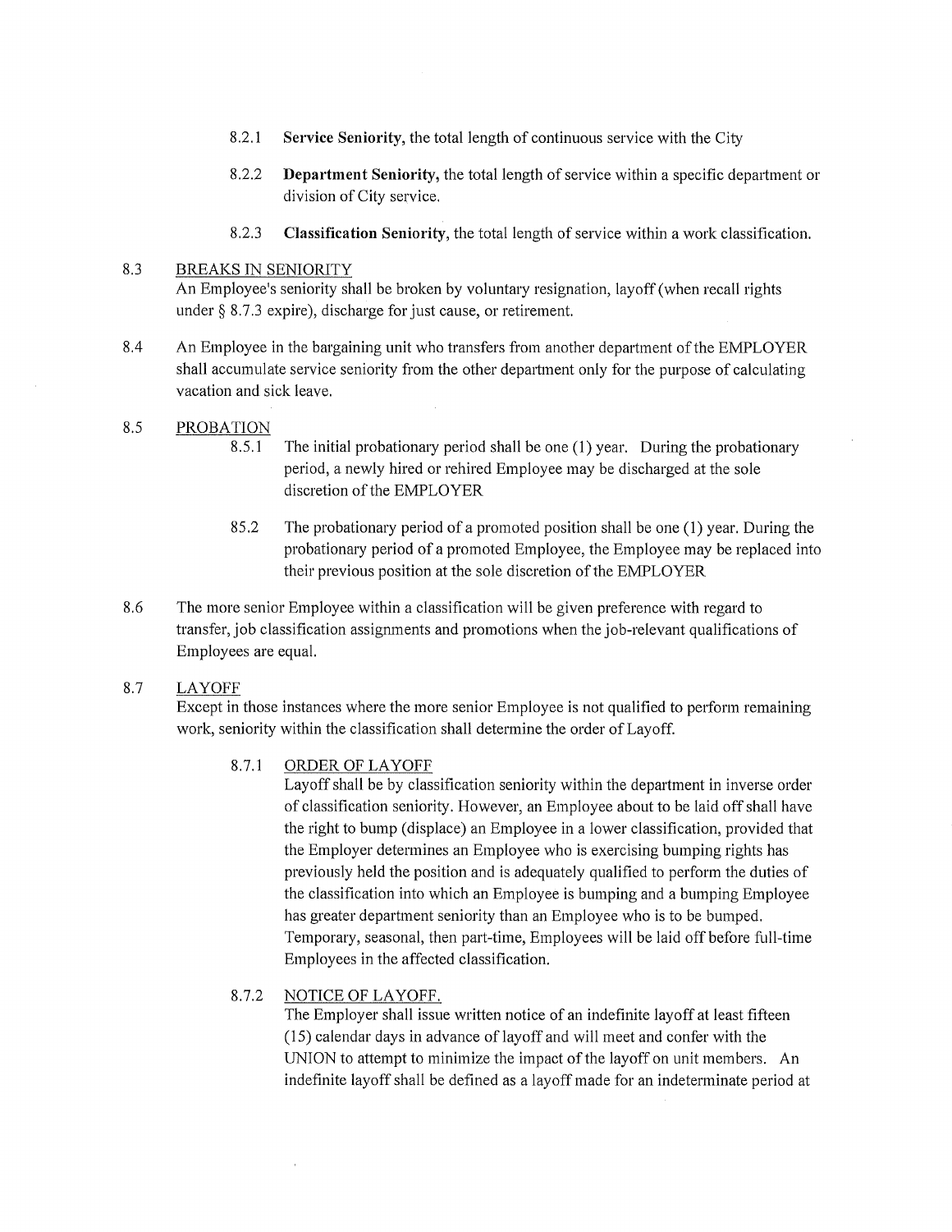8.2.1 **Service Seniority,** the total length of continuous service with the City

8.2.2 **Department Seniority,** the total length of service within a specific department or division of City service.

8.2.3 **Classification Seniority,** the total length of service within a work classification.

8.3 BREAKS IN SENIORITY
An Employee's seniority shall be broken by voluntary resignation, layoff (when recall rights under § 8.7.3 expire), discharge for just cause, or retirement.

8.4 An Employee in the bargaining unit who transfers from another department of the EMPLOYER shall accumulate service seniority from the other department only for the purpose of calculating vacation and sick leave.

8.5 PROBATION

8.5.1 The initial probationary period shall be one (1) year. During the probationary period, a newly hired or rehired Employee may be discharged at the sole discretion of the EMPLOYER

85.2 The probationary period of a promoted position shall be one (1) year. During the probationary period of a promoted Employee, the Employee may be replaced into their previous position at the sole discretion of the EMPLOYER

8.6 The more senior Employee within a classification will be given preference with regard to transfer, job classification assignments and promotions when the job-relevant qualifications of Employees are equal.

8.7 LAYOFF
Except in those instances where the more senior Employee is not qualified to perform remaining work, seniority within the classification shall determine the order of Layoff.

8.7.1 ORDER OF LAYOFF
Layoff shall be by classification seniority within the department in inverse order of classification seniority. However, an Employee about to be laid off shall have the right to bump (displace) an Employee in a lower classification, provided that the Employer determines an Employee who is exercising bumping rights has previously held the position and is adequately qualified to perform the duties of the classification into which an Employee is bumping and a bumping Employee has greater department seniority than an Employee who is to be bumped. Temporary, seasonal, then part-time, Employees will be laid off before full-time Employees in the affected classification.

8.7.2 NOTICE OF LAYOFF.
The Employer shall issue written notice of an indefinite layoff at least fifteen (15) calendar days in advance of layoff and will meet and confer with the UNION to attempt to minimize the impact of the layoff on unit members. An indefinite layoff shall be defined as a layoff made for an indeterminate period at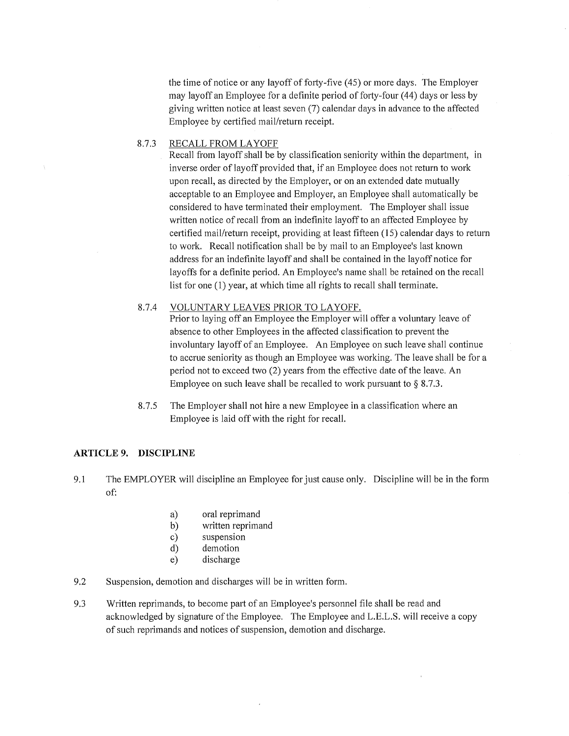the time of notice or any layoff of forty-five (45) or more days. The Employer may layoff an Employee for a definite period of forty-four (44) days or less by giving written notice at least seven (7) calendar days in advance to the affected Employee by certified mail/return receipt.

8.7.3 RECALL FROM LAYOFF

Recall from layoff shall be by classification seniority within the department, in inverse order of layoff provided that, if an Employee does not return to work upon recall, as directed by the Employer, or on an extended date mutually acceptable to an Employee and Employer, an Employee shall automatically be considered to have terminated their employment. The Employer shall issue written notice of recall from an indefinite layoff to an affected Employee by certified mail/return receipt, providing at least fifteen (15) calendar days to return to work. Recall notification shall be by mail to an Employee's last known address for an indefinite layoff and shall be contained in the layoff notice for layoffs for a definite period. An Employee's name shall be retained on the recall list for one (1) year, at which time all rights to recall shall terminate.

8.7.4 VOLUNTARY LEAVES PRIOR TO LAYOFF.

Prior to laying off an Employee the Employer will offer a voluntary leave of absence to other Employees in the affected classification to prevent the involuntary layoff of an Employee. An Employee on such leave shall continue to accrue seniority as though an Employee was working. The leave shall be for a period not to exceed two (2) years from the effective date of the leave. An Employee on such leave shall be recalled to work pursuant to § 8.7.3.

8.7.5 The Employer shall not hire a new Employee in a classification where an Employee is laid off with the right for recall.

## ARTICLE 9. DISCIPLINE

9.1 The EMPLOYER will discipline an Employee for just cause only. Discipline will be in the form of:

a) oral reprimand
b) written reprimand
c) suspension
d) demotion
e) discharge

9.2 Suspension, demotion and discharges will be in written form.

9.3 Written reprimands, to become part of an Employee's personnel file shall be read and acknowledged by signature of the Employee. The Employee and L.E.L.S. will receive a copy of such reprimands and notices of suspension, demotion and discharge.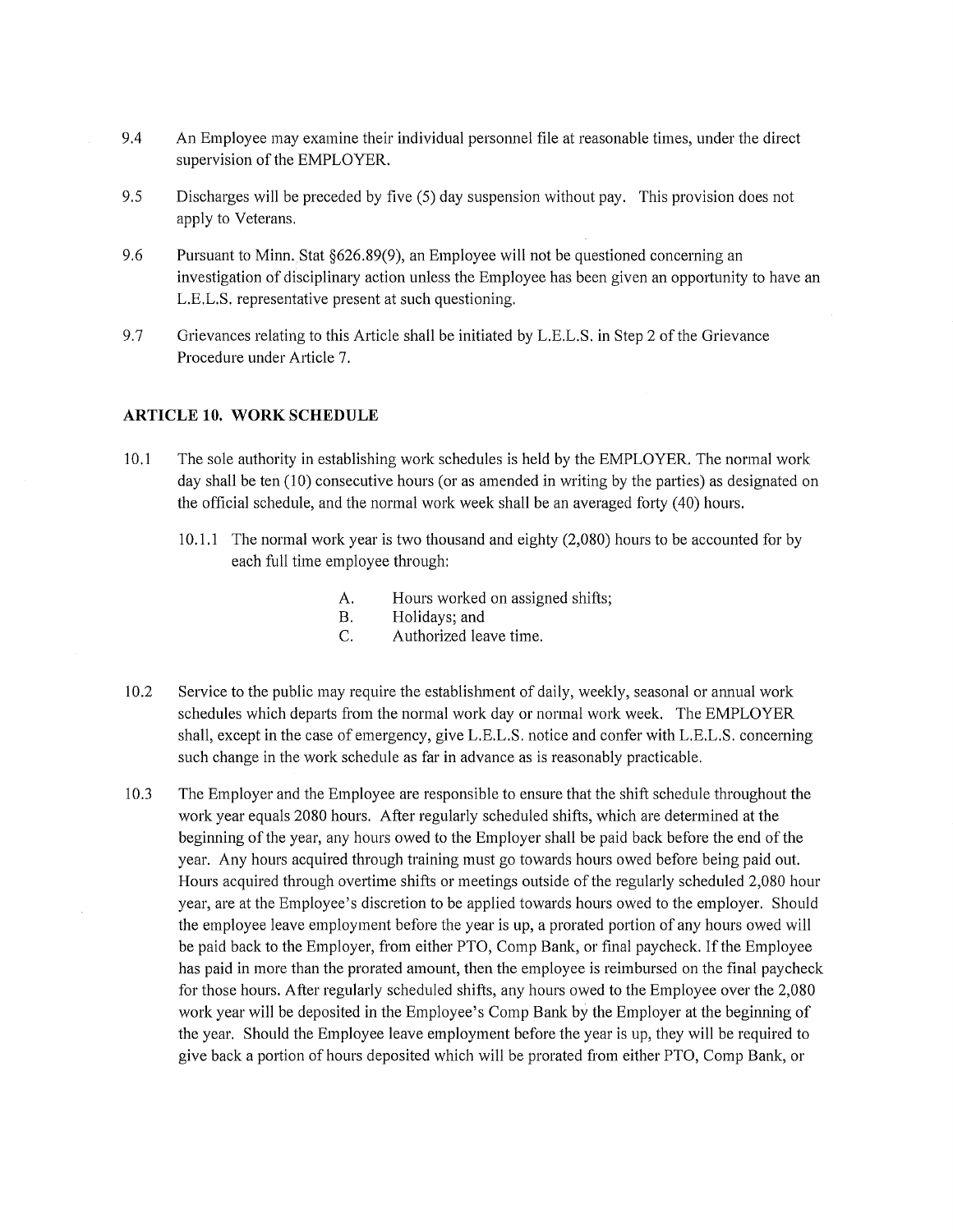9.4 An Employee may examine their individual personnel file at reasonable times, under the direct supervision of the EMPLOYER.

9.5 Discharges will be preceded by five (5) day suspension without pay. This provision does not apply to Veterans.

9.6 Pursuant to Minn. Stat §626.89(9), an Employee will not be questioned concerning an investigation of disciplinary action unless the Employee has been given an opportunity to have an L.E.L.S. representative present at such questioning.

9.7 Grievances relating to this Article shall be initiated by L.E.L.S. in Step 2 of the Grievance Procedure under Article 7.

## ARTICLE 10. WORK SCHEDULE

10.1 The sole authority in establishing work schedules is held by the EMPLOYER. The normal work day shall be ten (10) consecutive hours (or as amended in writing by the parties) as designated on the official schedule, and the normal work week shall be an averaged forty (40) hours.

10.1.1 The normal work year is two thousand and eighty (2,080) hours to be accounted for by each full time employee through:

A. Hours worked on assigned shifts;
B. Holidays; and
C. Authorized leave time.

10.2 Service to the public may require the establishment of daily, weekly, seasonal or annual work schedules which departs from the normal work day or normal work week. The EMPLOYER shall, except in the case of emergency, give L.E.L.S. notice and confer with L.E.L.S. concerning such change in the work schedule as far in advance as is reasonably practicable.

10.3 The Employer and the Employee are responsible to ensure that the shift schedule throughout the work year equals 2080 hours. After regularly scheduled shifts, which are determined at the beginning of the year, any hours owed to the Employer shall be paid back before the end of the year. Any hours acquired through training must go towards hours owed before being paid out. Hours acquired through overtime shifts or meetings outside of the regularly scheduled 2,080 hour year, are at the Employee's discretion to be applied towards hours owed to the employer. Should the employee leave employment before the year is up, a prorated portion of any hours owed will be paid back to the Employer, from either PTO, Comp Bank, or final paycheck. If the Employee has paid in more than the prorated amount, then the employee is reimbursed on the final paycheck for those hours. After regularly scheduled shifts, any hours owed to the Employee over the 2,080 work year will be deposited in the Employee's Comp Bank by the Employer at the beginning of the year. Should the Employee leave employment before the year is up, they will be required to give back a portion of hours deposited which will be prorated from either PTO, Comp Bank, or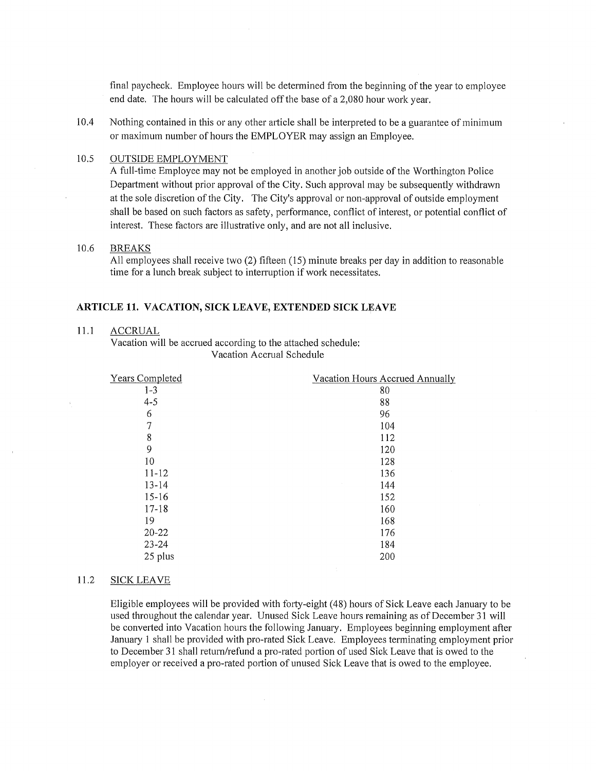final paycheck. Employee hours will be determined from the beginning of the year to employee end date. The hours will be calculated off the base of a 2,080 hour work year.

10.4 Nothing contained in this or any other article shall be interpreted to be a guarantee of minimum or maximum number of hours the EMPLOYER may assign an Employee.

10.5 OUTSIDE EMPLOYMENT
A full-time Employee may not be employed in another job outside of the Worthington Police Department without prior approval of the City. Such approval may be subsequently withdrawn at the sole discretion of the City. The City's approval or non-approval of outside employment shall be based on such factors as safety, performance, conflict of interest, or potential conflict of interest. These factors are illustrative only, and are not all inclusive.

10.6 BREAKS
All employees shall receive two (2) fifteen (15) minute breaks per day in addition to reasonable time for a lunch break subject to interruption if work necessitates.

## ARTICLE 11. VACATION, SICK LEAVE, EXTENDED SICK LEAVE

11.1 ACCRUAL
Vacation will be accrued according to the attached schedule:

Vacation Accrual Schedule

| Years Completed | Vacation Hours Accrued Annually |
|---|---|
| 1-3 | 80 |
| 4-5 | 88 |
| 6 | 96 |
| 7 | 104 |
| 8 | 112 |
| 9 | 120 |
| 10 | 128 |
| 11-12 | 136 |
| 13-14 | 144 |
| 15-16 | 152 |
| 17-18 | 160 |
| 19 | 168 |
| 20-22 | 176 |
| 23-24 | 184 |
| 25 plus | 200 |

11.2 SICK LEAVE

Eligible employees will be provided with forty-eight (48) hours of Sick Leave each January to be used throughout the calendar year. Unused Sick Leave hours remaining as of December 31 will be converted into Vacation hours the following January. Employees beginning employment after January 1 shall be provided with pro-rated Sick Leave. Employees terminating employment prior to December 31 shall return/refund a pro-rated portion of used Sick Leave that is owed to the employer or received a pro-rated portion of unused Sick Leave that is owed to the employee.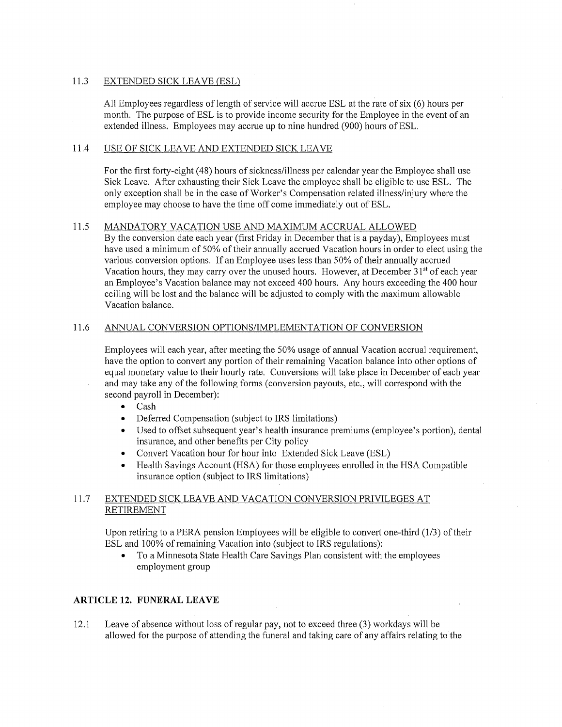### 11.3 EXTENDED SICK LEAVE (ESL)

All Employees regardless of length of service will accrue ESL at the rate of six (6) hours per month. The purpose of ESL is to provide income security for the Employee in the event of an extended illness. Employees may accrue up to nine hundred (900) hours of ESL.

### 11.4 USE OF SICK LEAVE AND EXTENDED SICK LEAVE

For the first forty-eight (48) hours of sickness/illness per calendar year the Employee shall use Sick Leave. After exhausting their Sick Leave the employee shall be eligible to use ESL. The only exception shall be in the case of Worker's Compensation related illness/injury where the employee may choose to have the time off come immediately out of ESL.

### 11.5 MANDATORY VACATION USE AND MAXIMUM ACCRUAL ALLOWED

By the conversion date each year (first Friday in December that is a payday), Employees must have used a minimum of 50% of their annually accrued Vacation hours in order to elect using the various conversion options. If an Employee uses less than 50% of their annually accrued Vacation hours, they may carry over the unused hours. However, at December 31st of each year an Employee's Vacation balance may not exceed 400 hours. Any hours exceeding the 400 hour ceiling will be lost and the balance will be adjusted to comply with the maximum allowable Vacation balance.

### 11.6 ANNUAL CONVERSION OPTIONS/IMPLEMENTATION OF CONVERSION

Employees will each year, after meeting the 50% usage of annual Vacation accrual requirement, have the option to convert any portion of their remaining Vacation balance into other options of equal monetary value to their hourly rate. Conversions will take place in December of each year and may take any of the following forms (conversion payouts, etc., will correspond with the second payroll in December):

- Cash
- Deferred Compensation (subject to IRS limitations)
- Used to offset subsequent year's health insurance premiums (employee's portion), dental insurance, and other benefits per City policy
- Convert Vacation hour for hour into Extended Sick Leave (ESL)
- Health Savings Account (HSA) for those employees enrolled in the HSA Compatible insurance option (subject to IRS limitations)

### 11.7 EXTENDED SICK LEAVE AND VACATION CONVERSION PRIVILEGES AT RETIREMENT

Upon retiring to a PERA pension Employees will be eligible to convert one-third (1/3) of their ESL and 100% of remaining Vacation into (subject to IRS regulations):

- To a Minnesota State Health Care Savings Plan consistent with the employees employment group

## ARTICLE 12. FUNERAL LEAVE

12.1 Leave of absence without loss of regular pay, not to exceed three (3) workdays will be allowed for the purpose of attending the funeral and taking care of any affairs relating to the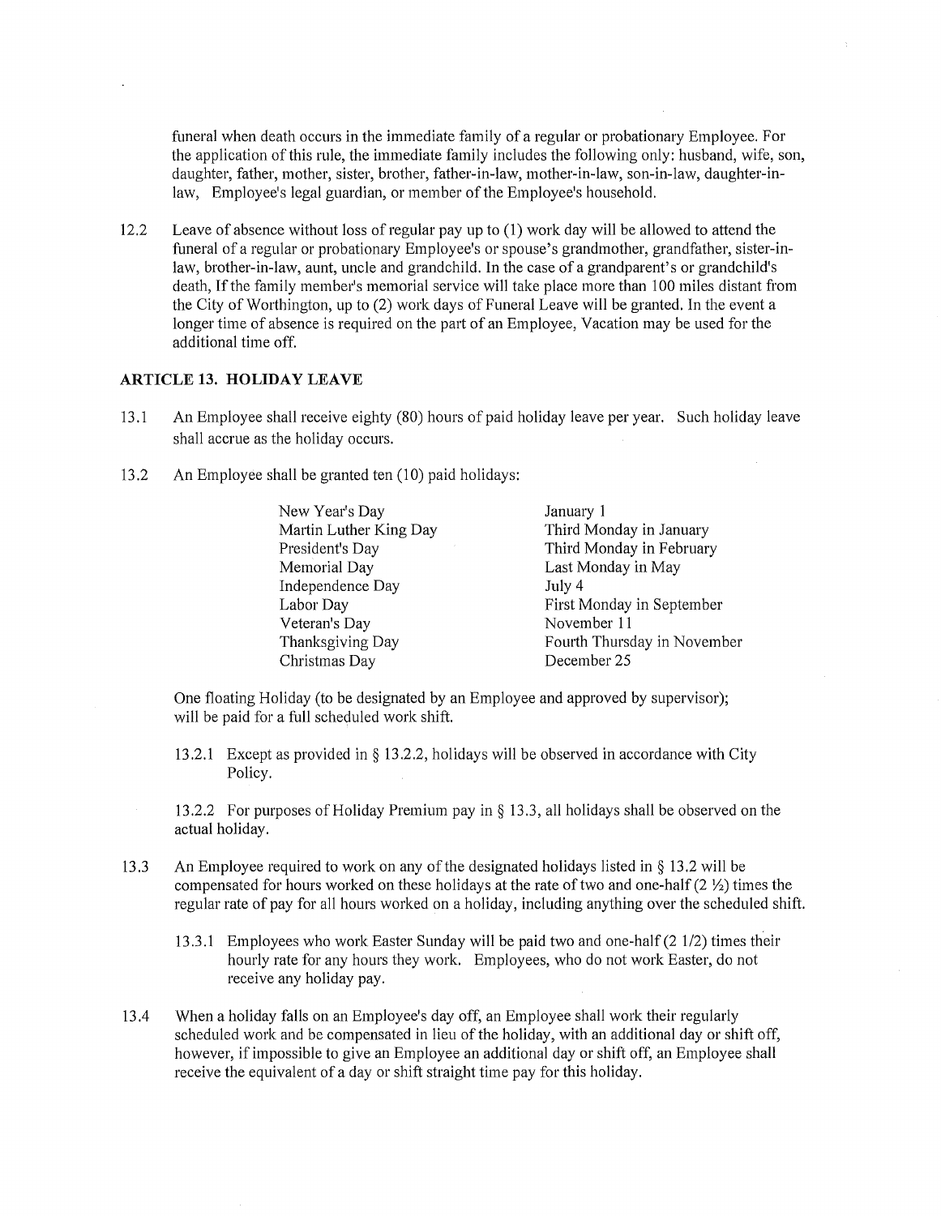funeral when death occurs in the immediate family of a regular or probationary Employee. For the application of this rule, the immediate family includes the following only: husband, wife, son, daughter, father, mother, sister, brother, father-in-law, mother-in-law, son-in-law, daughter-in-law, Employee's legal guardian, or member of the Employee's household.

12.2 Leave of absence without loss of regular pay up to (1) work day will be allowed to attend the funeral of a regular or probationary Employee's or spouse's grandmother, grandfather, sister-in-law, brother-in-law, aunt, uncle and grandchild. In the case of a grandparent's or grandchild's death, If the family member's memorial service will take place more than 100 miles distant from the City of Worthington, up to (2) work days of Funeral Leave will be granted. In the event a longer time of absence is required on the part of an Employee, Vacation may be used for the additional time off.

## ARTICLE 13. HOLIDAY LEAVE

13.1 An Employee shall receive eighty (80) hours of paid holiday leave per year. Such holiday leave shall accrue as the holiday occurs.

13.2 An Employee shall be granted ten (10) paid holidays:

| | |
|---|---|
| New Year's Day | January 1 |
| Martin Luther King Day | Third Monday in January |
| President's Day | Third Monday in February |
| Memorial Day | Last Monday in May |
| Independence Day | July 4 |
| Labor Day | First Monday in September |
| Veteran's Day | November 11 |
| Thanksgiving Day | Fourth Thursday in November |
| Christmas Day | December 25 |

One floating Holiday (to be designated by an Employee and approved by supervisor); will be paid for a full scheduled work shift.

13.2.1 Except as provided in § 13.2.2, holidays will be observed in accordance with City Policy.

13.2.2 For purposes of Holiday Premium pay in § 13.3, all holidays shall be observed on the actual holiday.

13.3 An Employee required to work on any of the designated holidays listed in § 13.2 will be compensated for hours worked on these holidays at the rate of two and one-half (2 ½) times the regular rate of pay for all hours worked on a holiday, including anything over the scheduled shift.

13.3.1 Employees who work Easter Sunday will be paid two and one-half (2 1/2) times their hourly rate for any hours they work. Employees, who do not work Easter, do not receive any holiday pay.

13.4 When a holiday falls on an Employee's day off, an Employee shall work their regularly scheduled work and be compensated in lieu of the holiday, with an additional day or shift off, however, if impossible to give an Employee an additional day or shift off, an Employee shall receive the equivalent of a day or shift straight time pay for this holiday.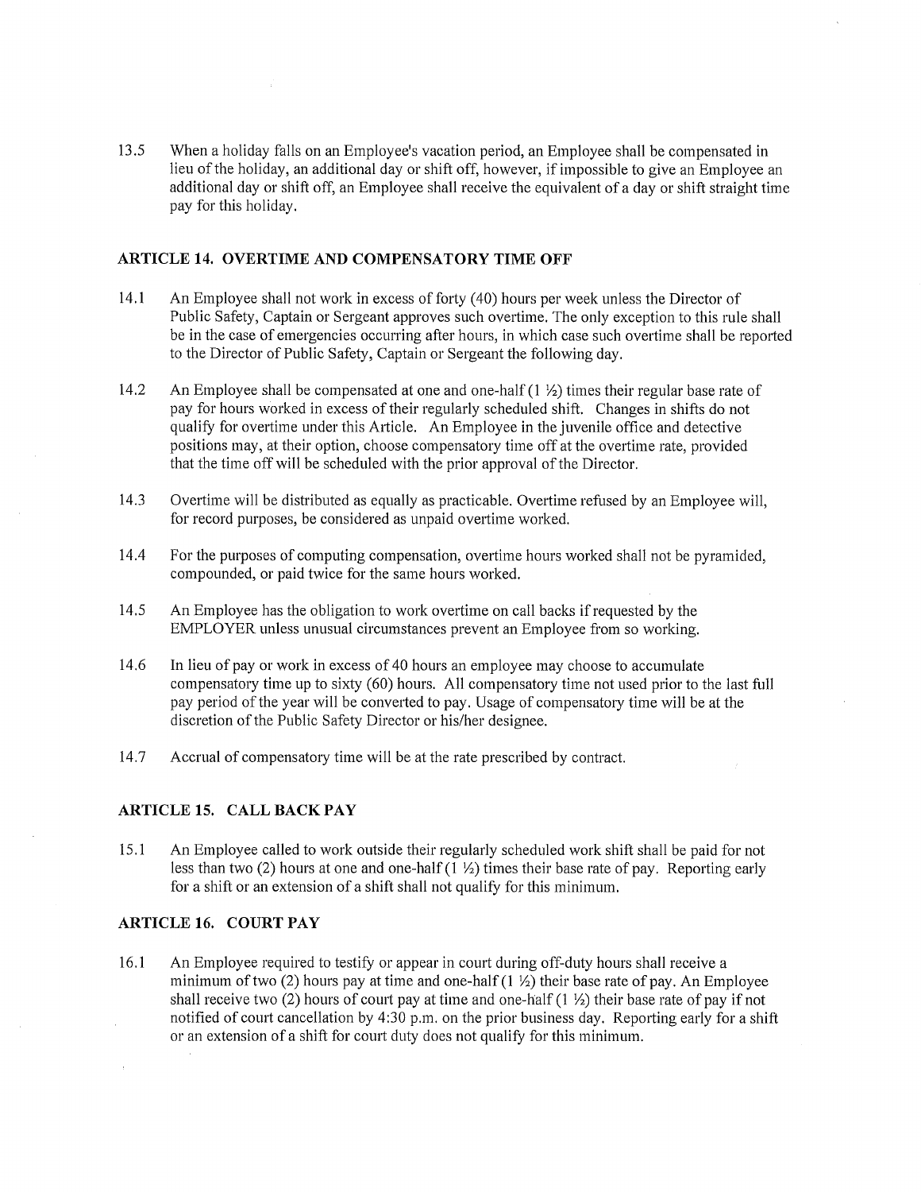13.5 When a holiday falls on an Employee's vacation period, an Employee shall be compensated in lieu of the holiday, an additional day or shift off, however, if impossible to give an Employee an additional day or shift off, an Employee shall receive the equivalent of a day or shift straight time pay for this holiday.

## ARTICLE 14. OVERTIME AND COMPENSATORY TIME OFF

14.1 An Employee shall not work in excess of forty (40) hours per week unless the Director of Public Safety, Captain or Sergeant approves such overtime. The only exception to this rule shall be in the case of emergencies occurring after hours, in which case such overtime shall be reported to the Director of Public Safety, Captain or Sergeant the following day.

14.2 An Employee shall be compensated at one and one-half (1 ½) times their regular base rate of pay for hours worked in excess of their regularly scheduled shift. Changes in shifts do not qualify for overtime under this Article. An Employee in the juvenile office and detective positions may, at their option, choose compensatory time off at the overtime rate, provided that the time off will be scheduled with the prior approval of the Director.

14.3 Overtime will be distributed as equally as practicable. Overtime refused by an Employee will, for record purposes, be considered as unpaid overtime worked.

14.4 For the purposes of computing compensation, overtime hours worked shall not be pyramided, compounded, or paid twice for the same hours worked.

14.5 An Employee has the obligation to work overtime on call backs if requested by the EMPLOYER unless unusual circumstances prevent an Employee from so working.

14.6 In lieu of pay or work in excess of 40 hours an employee may choose to accumulate compensatory time up to sixty (60) hours. All compensatory time not used prior to the last full pay period of the year will be converted to pay. Usage of compensatory time will be at the discretion of the Public Safety Director or his/her designee.

14.7 Accrual of compensatory time will be at the rate prescribed by contract.

## ARTICLE 15. CALL BACK PAY

15.1 An Employee called to work outside their regularly scheduled work shift shall be paid for not less than two (2) hours at one and one-half (1 ½) times their base rate of pay. Reporting early for a shift or an extension of a shift shall not qualify for this minimum.

## ARTICLE 16. COURT PAY

16.1 An Employee required to testify or appear in court during off-duty hours shall receive a minimum of two (2) hours pay at time and one-half (1 ½) their base rate of pay. An Employee shall receive two (2) hours of court pay at time and one-half (1 ½) their base rate of pay if not notified of court cancellation by 4:30 p.m. on the prior business day. Reporting early for a shift or an extension of a shift for court duty does not qualify for this minimum.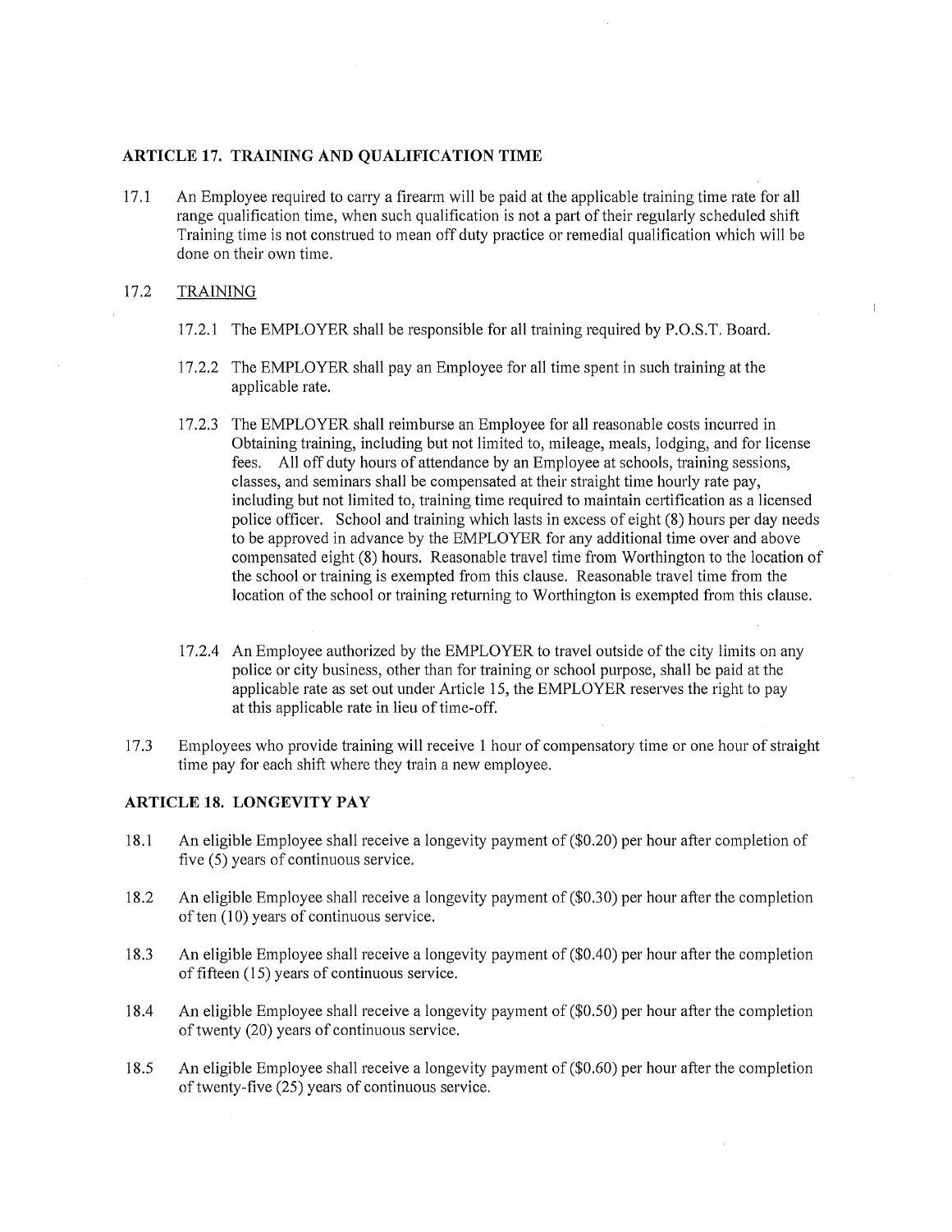## ARTICLE 17. TRAINING AND QUALIFICATION TIME

17.1 An Employee required to carry a firearm will be paid at the applicable training time rate for all range qualification time, when such qualification is not a part of their regularly scheduled shift Training time is not construed to mean off duty practice or remedial qualification which will be done on their own time.

17.2 TRAINING

17.2.1 The EMPLOYER shall be responsible for all training required by P.O.S.T. Board.

17.2.2 The EMPLOYER shall pay an Employee for all time spent in such training at the applicable rate.

17.2.3 The EMPLOYER shall reimburse an Employee for all reasonable costs incurred in Obtaining training, including but not limited to, mileage, meals, lodging, and for license fees. All off duty hours of attendance by an Employee at schools, training sessions, classes, and seminars shall be compensated at their straight time hourly rate pay, including but not limited to, training time required to maintain certification as a licensed police officer. School and training which lasts in excess of eight (8) hours per day needs to be approved in advance by the EMPLOYER for any additional time over and above compensated eight (8) hours. Reasonable travel time from Worthington to the location of the school or training is exempted from this clause. Reasonable travel time from the location of the school or training returning to Worthington is exempted from this clause.

17.2.4 An Employee authorized by the EMPLOYER to travel outside of the city limits on any police or city business, other than for training or school purpose, shall be paid at the applicable rate as set out under Article 15, the EMPLOYER reserves the right to pay at this applicable rate in lieu of time-off.

17.3 Employees who provide training will receive 1 hour of compensatory time or one hour of straight time pay for each shift where they train a new employee.

## ARTICLE 18. LONGEVITY PAY

18.1 An eligible Employee shall receive a longevity payment of ($0.20) per hour after completion of five (5) years of continuous service.

18.2 An eligible Employee shall receive a longevity payment of ($0.30) per hour after the completion of ten (10) years of continuous service.

18.3 An eligible Employee shall receive a longevity payment of ($0.40) per hour after the completion of fifteen (15) years of continuous service.

18.4 An eligible Employee shall receive a longevity payment of ($0.50) per hour after the completion of twenty (20) years of continuous service.

18.5 An eligible Employee shall receive a longevity payment of ($0.60) per hour after the completion of twenty-five (25) years of continuous service.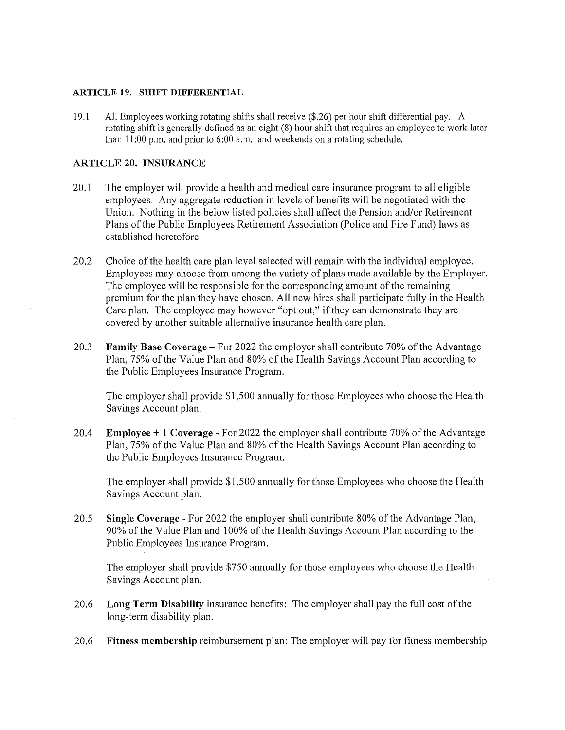## ARTICLE 19. SHIFT DIFFERENTIAL

19.1 All Employees working rotating shifts shall receive ($.26) per hour shift differential pay. A rotating shift is generally defined as an eight (8) hour shift that requires an employee to work later than 11:00 p.m. and prior to 6:00 a.m. and weekends on a rotating schedule.

## ARTICLE 20. INSURANCE

20.1 The employer will provide a health and medical care insurance program to all eligible employees. Any aggregate reduction in levels of benefits will be negotiated with the Union. Nothing in the below listed policies shall affect the Pension and/or Retirement Plans of the Public Employees Retirement Association (Police and Fire Fund) laws as established heretofore.

20.2 Choice of the health care plan level selected will remain with the individual employee. Employees may choose from among the variety of plans made available by the Employer. The employee will be responsible for the corresponding amount of the remaining premium for the plan they have chosen. All new hires shall participate fully in the Health Care plan. The employee may however "opt out," if they can demonstrate they are covered by another suitable alternative insurance health care plan.

20.3 **Family Base Coverage** – For 2022 the employer shall contribute 70% of the Advantage Plan, 75% of the Value Plan and 80% of the Health Savings Account Plan according to the Public Employees Insurance Program.

The employer shall provide $1,500 annually for those Employees who choose the Health Savings Account plan.

20.4 **Employee + 1 Coverage** - For 2022 the employer shall contribute 70% of the Advantage Plan, 75% of the Value Plan and 80% of the Health Savings Account Plan according to the Public Employees Insurance Program.

The employer shall provide $1,500 annually for those Employees who choose the Health Savings Account plan.

20.5 **Single Coverage** - For 2022 the employer shall contribute 80% of the Advantage Plan, 90% of the Value Plan and 100% of the Health Savings Account Plan according to the Public Employees Insurance Program.

The employer shall provide $750 annually for those employees who choose the Health Savings Account plan.

20.6 **Long Term Disability** insurance benefits: The employer shall pay the full cost of the long-term disability plan.

20.6 **Fitness membership** reimbursement plan: The employer will pay for fitness membership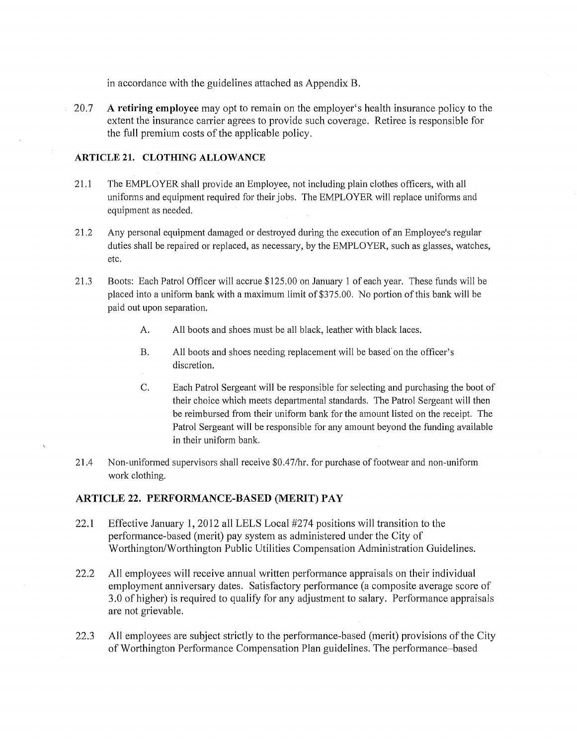in accordance with the guidelines attached as Appendix B.

20.7 **A retiring employee** may opt to remain on the employer's health insurance policy to the extent the insurance carrier agrees to provide such coverage. Retiree is responsible for the full premium costs of the applicable policy.

## ARTICLE 21. CLOTHING ALLOWANCE

21.1 The EMPLOYER shall provide an Employee, not including plain clothes officers, with all uniforms and equipment required for their jobs. The EMPLOYER will replace uniforms and equipment as needed.

21.2 Any personal equipment damaged or destroyed during the execution of an Employee's regular duties shall be repaired or replaced, as necessary, by the EMPLOYER, such as glasses, watches, etc.

21.3 Boots: Each Patrol Officer will accrue $125.00 on January 1 of each year. These funds will be placed into a uniform bank with a maximum limit of $375.00. No portion of this bank will be paid out upon separation.

A. All boots and shoes must be all black, leather with black laces.

B. All boots and shoes needing replacement will be based on the officer's discretion.

C. Each Patrol Sergeant will be responsible for selecting and purchasing the boot of their choice which meets departmental standards. The Patrol Sergeant will then be reimbursed from their uniform bank for the amount listed on the receipt. The Patrol Sergeant will be responsible for any amount beyond the funding available in their uniform bank.

21.4 Non-uniformed supervisors shall receive $0.47/hr. for purchase of footwear and non-uniform work clothing.

## ARTICLE 22. PERFORMANCE-BASED (MERIT) PAY

22.1 Effective January 1, 2012 all LELS Local #274 positions will transition to the performance-based (merit) pay system as administered under the City of Worthington/Worthington Public Utilities Compensation Administration Guidelines.

22.2 All employees will receive annual written performance appraisals on their individual employment anniversary dates. Satisfactory performance (a composite average score of 3.0 of higher) is required to qualify for any adjustment to salary. Performance appraisals are not grievable.

22.3 All employees are subject strictly to the performance-based (merit) provisions of the City of Worthington Performance Compensation Plan guidelines. The performance–based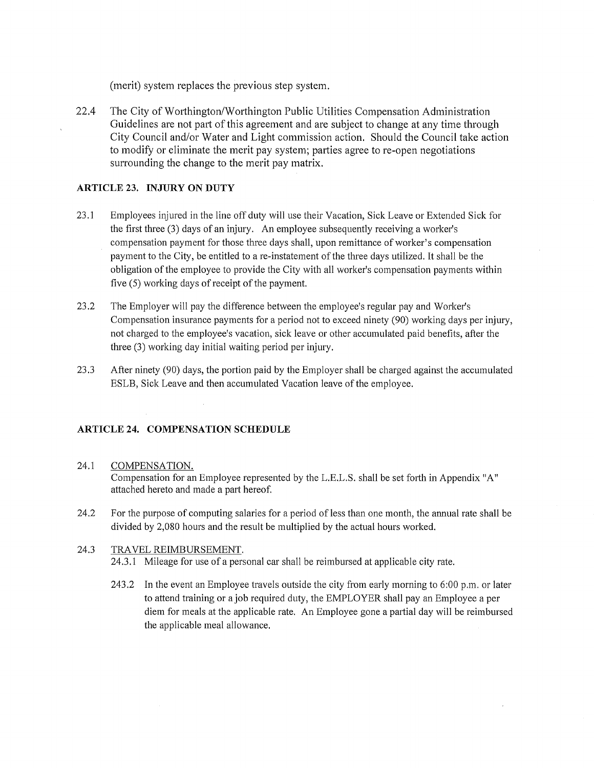(merit) system replaces the previous step system.

22.4 The City of Worthington/Worthington Public Utilities Compensation Administration Guidelines are not part of this agreement and are subject to change at any time through City Council and/or Water and Light commission action. Should the Council take action to modify or eliminate the merit pay system; parties agree to re-open negotiations surrounding the change to the merit pay matrix.

## ARTICLE 23. INJURY ON DUTY

23.1 Employees injured in the line off duty will use their Vacation, Sick Leave or Extended Sick for the first three (3) days of an injury. An employee subsequently receiving a worker's compensation payment for those three days shall, upon remittance of worker's compensation payment to the City, be entitled to a re-instatement of the three days utilized. It shall be the obligation of the employee to provide the City with all worker's compensation payments within five (5) working days of receipt of the payment.

23.2 The Employer will pay the difference between the employee's regular pay and Worker's Compensation insurance payments for a period not to exceed ninety (90) working days per injury, not charged to the employee's vacation, sick leave or other accumulated paid benefits, after the three (3) working day initial waiting period per injury.

23.3 After ninety (90) days, the portion paid by the Employer shall be charged against the accumulated ESLB, Sick Leave and then accumulated Vacation leave of the employee.

## ARTICLE 24. COMPENSATION SCHEDULE

24.1 COMPENSATION.
Compensation for an Employee represented by the L.E.L.S. shall be set forth in Appendix "A" attached hereto and made a part hereof.

24.2 For the purpose of computing salaries for a period of less than one month, the annual rate shall be divided by 2,080 hours and the result be multiplied by the actual hours worked.

24.3 TRAVEL REIMBURSEMENT.

24.3.1 Mileage for use of a personal car shall be reimbursed at applicable city rate.

243.2 In the event an Employee travels outside the city from early morning to 6:00 p.m. or later to attend training or a job required duty, the EMPLOYER shall pay an Employee a per diem for meals at the applicable rate. An Employee gone a partial day will be reimbursed the applicable meal allowance.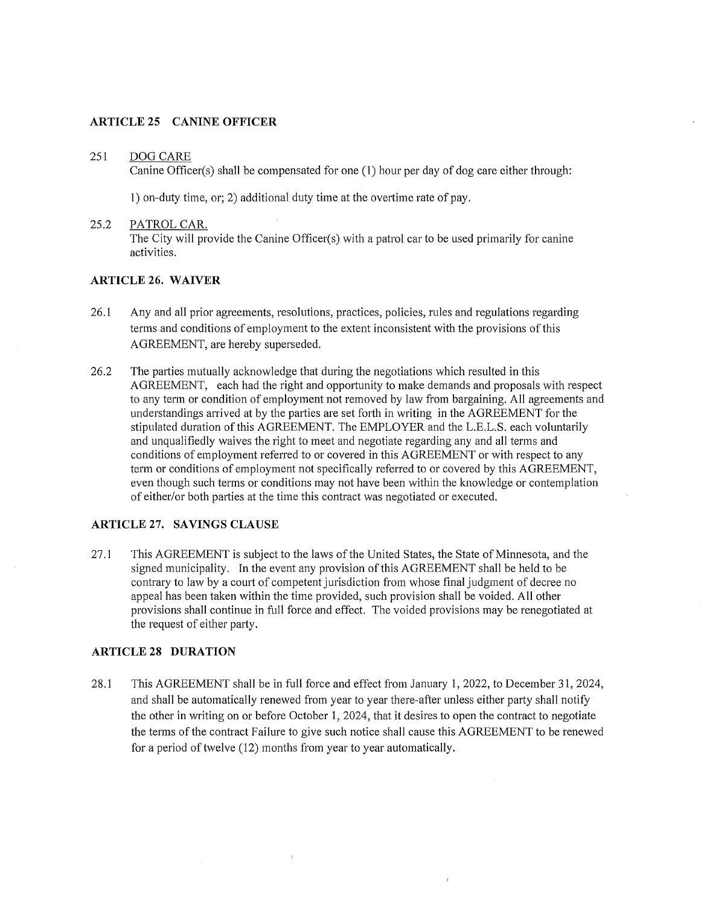## ARTICLE 25 CANINE OFFICER

251 DOG CARE

Canine Officer(s) shall be compensated for one (1) hour per day of dog care either through:

1) on-duty time, or; 2) additional duty time at the overtime rate of pay.

25.2 PATROL CAR.

The City will provide the Canine Officer(s) with a patrol car to be used primarily for canine activities.

## ARTICLE 26. WAIVER

26.1 Any and all prior agreements, resolutions, practices, policies, rules and regulations regarding terms and conditions of employment to the extent inconsistent with the provisions of this AGREEMENT, are hereby superseded.

26.2 The parties mutually acknowledge that during the negotiations which resulted in this AGREEMENT, each had the right and opportunity to make demands and proposals with respect to any term or condition of employment not removed by law from bargaining. All agreements and understandings arrived at by the parties are set forth in writing in the AGREEMENT for the stipulated duration of this AGREEMENT. The EMPLOYER and the L.E.L.S. each voluntarily and unqualifiedly waives the right to meet and negotiate regarding any and all terms and conditions of employment referred to or covered in this AGREEMENT or with respect to any term or conditions of employment not specifically referred to or covered by this AGREEMENT, even though such terms or conditions may not have been within the knowledge or contemplation of either/or both parties at the time this contract was negotiated or executed.

## ARTICLE 27. SAVINGS CLAUSE

27.1 This AGREEMENT is subject to the laws of the United States, the State of Minnesota, and the signed municipality. In the event any provision of this AGREEMENT shall be held to be contrary to law by a court of competent jurisdiction from whose final judgment of decree no appeal has been taken within the time provided, such provision shall be voided. All other provisions shall continue in full force and effect. The voided provisions may be renegotiated at the request of either party.

## ARTICLE 28 DURATION

28.1 This AGREEMENT shall be in full force and effect from January 1, 2022, to December 31, 2024, and shall be automatically renewed from year to year there-after unless either party shall notify the other in writing on or before October 1, 2024, that it desires to open the contract to negotiate the terms of the contract Failure to give such notice shall cause this AGREEMENT to be renewed for a period of twelve (12) months from year to year automatically.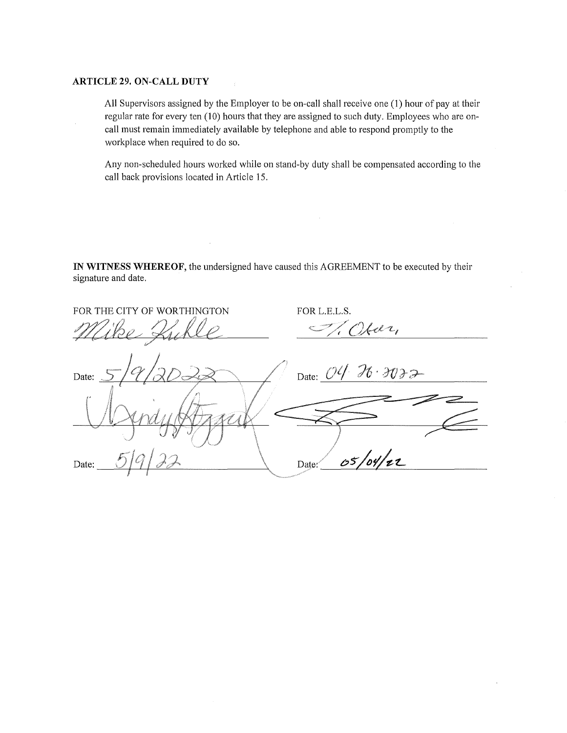### ARTICLE 29. ON-CALL DUTY

All Supervisors assigned by the Employer to be on-call shall receive one (1) hour of pay at their regular rate for every ten (10) hours that they are assigned to such duty. Employees who are on-call must remain immediately available by telephone and able to respond promptly to the workplace when required to do so.

Any non-scheduled hours worked while on stand-by duty shall be compensated according to the call back provisions located in Article 15.

**IN WITNESS WHEREOF**, the undersigned have caused this AGREEMENT to be executed by their signature and date.

| FOR THE CITY OF WORTHINGTON | FOR L.E.L.S. |
|---|---|
| Mike Kuhle | T. Olsen |
| Date: 5/9/2022 | Date: 04.26.2022 |
| Mindy Eggers | [signature] |
| Date: 5/9/22 | Date: 05/04/22 |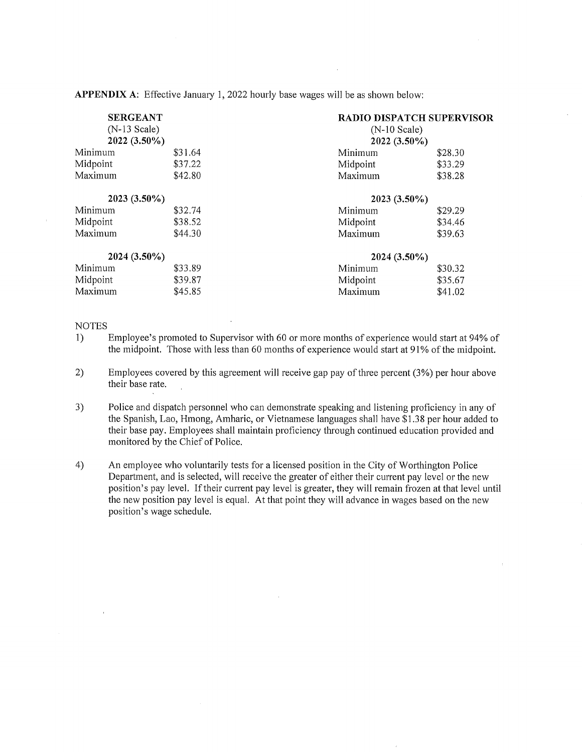**APPENDIX A**: Effective January 1, 2022 hourly base wages will be as shown below:

| **SERGEANT** (N-13 Scale) | | **RADIO DISPATCH SUPERVISOR** (N-10 Scale) | |
|---|---|---|---|
| **2022 (3.50%)** | | **2022 (3.50%)** | |
| Minimum | $31.64 | Minimum | $28.30 |
| Midpoint | $37.22 | Midpoint | $33.29 |
| Maximum | $42.80 | Maximum | $38.28 |
| **2023 (3.50%)** | | **2023 (3.50%)** | |
| Minimum | $32.74 | Minimum | $29.29 |
| Midpoint | $38.52 | Midpoint | $34.46 |
| Maximum | $44.30 | Maximum | $39.63 |
| **2024 (3.50%)** | | **2024 (3.50%)** | |
| Minimum | $33.89 | Minimum | $30.32 |
| Midpoint | $39.87 | Midpoint | $35.67 |
| Maximum | $45.85 | Maximum | $41.02 |

NOTES

1) Employee's promoted to Supervisor with 60 or more months of experience would start at 94% of the midpoint. Those with less than 60 months of experience would start at 91% of the midpoint.

2) Employees covered by this agreement will receive gap pay of three percent (3%) per hour above their base rate.

3) Police and dispatch personnel who can demonstrate speaking and listening proficiency in any of the Spanish, Lao, Hmong, Amharic, or Vietnamese languages shall have $1.38 per hour added to their base pay. Employees shall maintain proficiency through continued education provided and monitored by the Chief of Police.

4) An employee who voluntarily tests for a licensed position in the City of Worthington Police Department, and is selected, will receive the greater of either their current pay level or the new position's pay level. If their current pay level is greater, they will remain frozen at that level until the new position pay level is equal. At that point they will advance in wages based on the new position's wage schedule.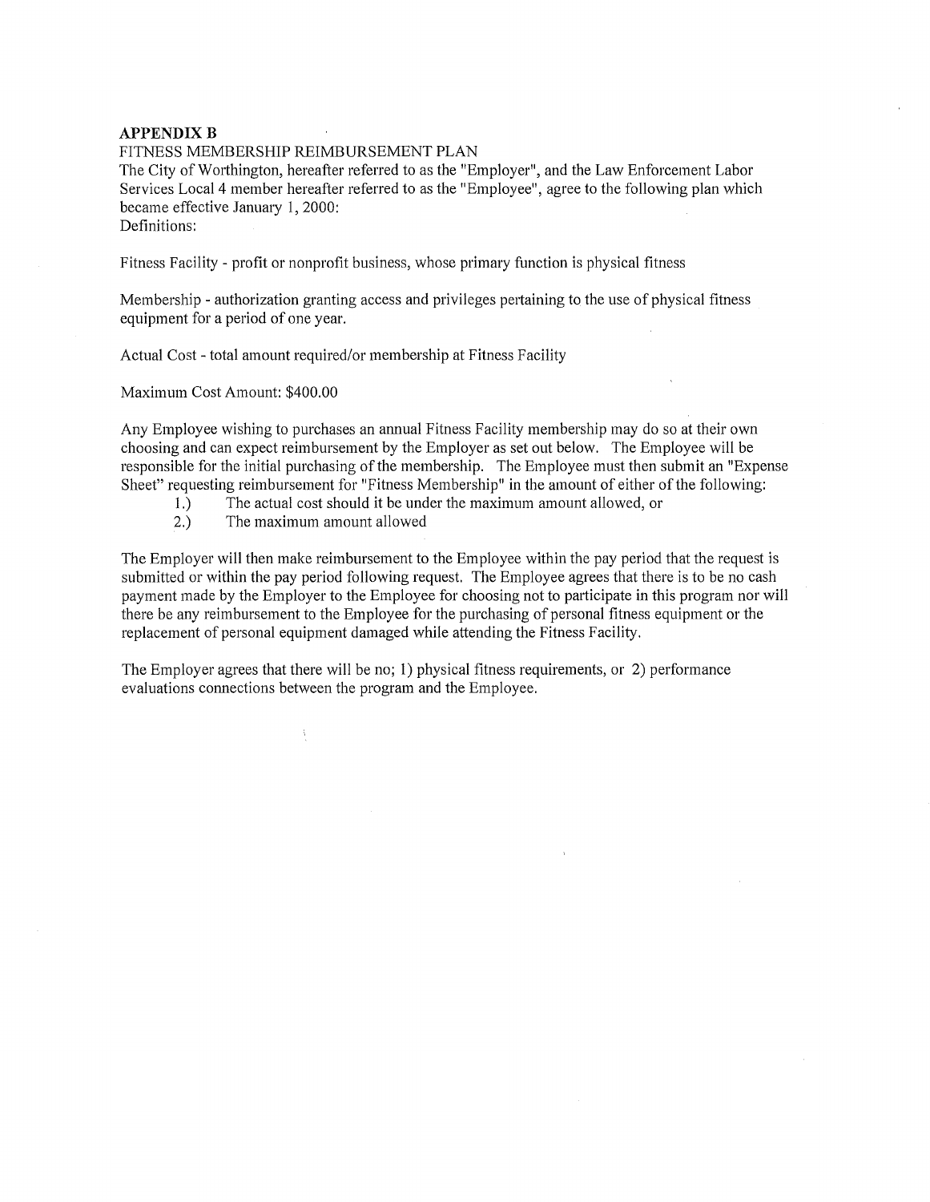**APPENDIX B**

FITNESS MEMBERSHIP REIMBURSEMENT PLAN

The City of Worthington, hereafter referred to as the "Employer", and the Law Enforcement Labor Services Local 4 member hereafter referred to as the "Employee", agree to the following plan which became effective January 1, 2000:

Definitions:

Fitness Facility - profit or nonprofit business, whose primary function is physical fitness

Membership - authorization granting access and privileges pertaining to the use of physical fitness equipment for a period of one year.

Actual Cost - total amount required/or membership at Fitness Facility

Maximum Cost Amount: $400.00

Any Employee wishing to purchases an annual Fitness Facility membership may do so at their own choosing and can expect reimbursement by the Employer as set out below. The Employee will be responsible for the initial purchasing of the membership. The Employee must then submit an "Expense Sheet" requesting reimbursement for "Fitness Membership" in the amount of either of the following:

1.) The actual cost should it be under the maximum amount allowed, or
2.) The maximum amount allowed

The Employer will then make reimbursement to the Employee within the pay period that the request is submitted or within the pay period following request. The Employee agrees that there is to be no cash payment made by the Employer to the Employee for choosing not to participate in this program nor will there be any reimbursement to the Employee for the purchasing of personal fitness equipment or the replacement of personal equipment damaged while attending the Fitness Facility.

The Employer agrees that there will be no; 1) physical fitness requirements, or 2) performance evaluations connections between the program and the Employee.